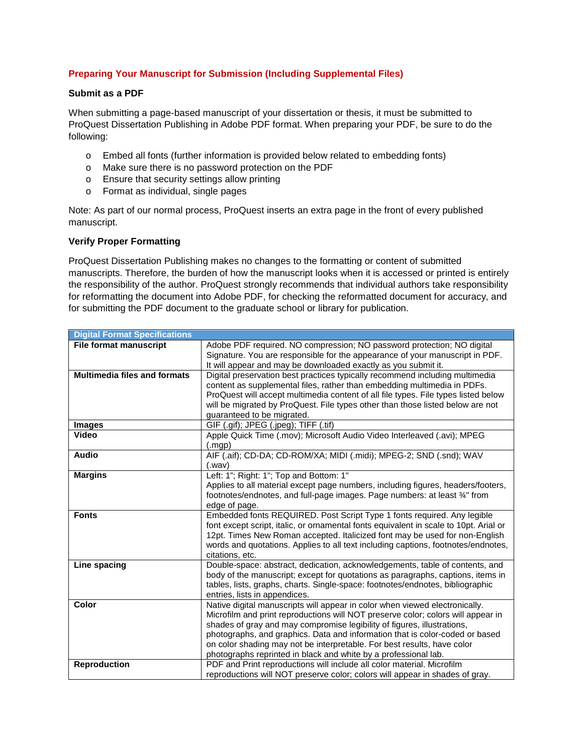## Preparing Your Manuscript for Submission (Including Supplemental Files)

### Submit as a PDF

When submitting a page-based manuscript of your dissertation or thesis, it must be submitted to ProQuest Dissertation Publishing in Adobe PDF format. When preparing your PDF, be sure to do the following:

- Embed all fonts (further information is provided below related to embedding fonts)
- Make sure there is no password protection on the PDF
- Ensure that security settings allow printing
- Format as individual, single pages

Note: As part of our normal process, ProQuest inserts an extra page in the front of every published manuscript.

### Verify Proper Formatting

ProQuest Dissertation Publishing makes no changes to the formatting or content of submitted manuscripts. Therefore, the burden of how the manuscript looks when it is accessed or printed is entirely the responsibility of the author. ProQuest strongly recommends that individual authors take responsibility for reformatting the document into Adobe PDF, for checking the reformatted document for accuracy, and for submitting the PDF document to the graduate school or library for publication.

| Digital Format Specifications | |
|---|---|
| **File format manuscript** | Adobe PDF required. NO compression; NO password protection; NO digital Signature. You are responsible for the appearance of your manuscript in PDF. It will appear and may be downloaded exactly as you submit it. |
| **Multimedia files and formats** | Digital preservation best practices typically recommend including multimedia content as supplemental files, rather than embedding multimedia in PDFs. ProQuest will accept multimedia content of all file types. File types listed below will be migrated by ProQuest. File types other than those listed below are not guaranteed to be migrated. |
| **Images** | GIF (.gif); JPEG (.jpeg); TIFF (.tif) |
| **Video** | Apple Quick Time (.mov); Microsoft Audio Video Interleaved (.avi); MPEG (.mgp) |
| **Audio** | AIF (.aif); CD-DA; CD-ROM/XA; MIDI (.midi); MPEG-2; SND (.snd); WAV (.wav) |
| **Margins** | Left: 1"; Right: 1"; Top and Bottom: 1"<br>Applies to all material except page numbers, including figures, headers/footers, footnotes/endnotes, and full-page images. Page numbers: at least ¾" from edge of page. |
| **Fonts** | Embedded fonts REQUIRED. Post Script Type 1 fonts required. Any legible font except script, italic, or ornamental fonts equivalent in scale to 10pt. Arial or 12pt. Times New Roman accepted. Italicized font may be used for non-English words and quotations. Applies to all text including captions, footnotes/endnotes, citations, etc. |
| **Line spacing** | Double-space: abstract, dedication, acknowledgements, table of contents, and body of the manuscript; except for quotations as paragraphs, captions, items in tables, lists, graphs, charts. Single-space: footnotes/endnotes, bibliographic entries, lists in appendices. |
| **Color** | Native digital manuscripts will appear in color when viewed electronically. Microfilm and print reproductions will NOT preserve color; colors will appear in shades of gray and may compromise legibility of figures, illustrations, photographs, and graphics. Data and information that is color-coded or based on color shading may not be interpretable. For best results, have color photographs reprinted in black and white by a professional lab. |
| **Reproduction** | PDF and Print reproductions will include all color material. Microfilm reproductions will NOT preserve color; colors will appear in shades of gray. |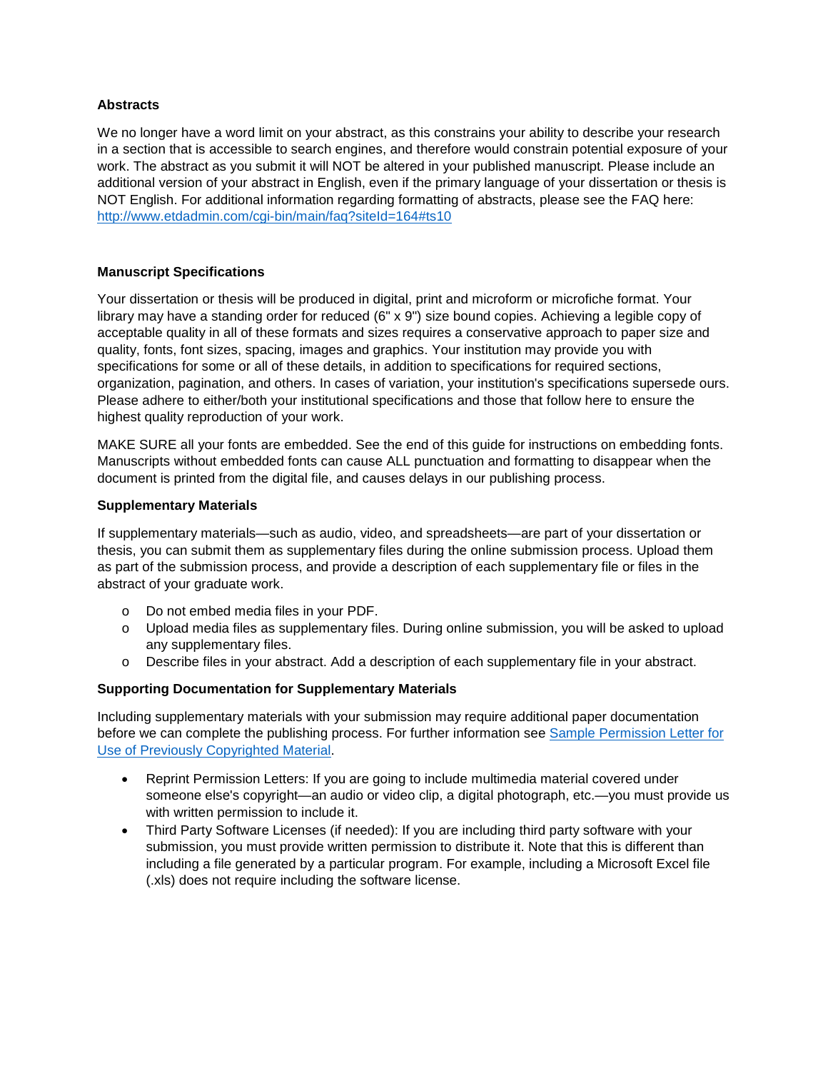**Abstracts**

We no longer have a word limit on your abstract, as this constrains your ability to describe your research in a section that is accessible to search engines, and therefore would constrain potential exposure of your work. The abstract as you submit it will NOT be altered in your published manuscript. Please include an additional version of your abstract in English, even if the primary language of your dissertation or thesis is NOT English. For additional information regarding formatting of abstracts, please see the FAQ here: [http://www.etdadmin.com/cgi-bin/main/faq?siteId=164#ts10](http://www.etdadmin.com/cgi-bin/main/faq?siteId=164#ts10)

**Manuscript Specifications**

Your dissertation or thesis will be produced in digital, print and microform or microfiche format. Your library may have a standing order for reduced (6" x 9") size bound copies. Achieving a legible copy of acceptable quality in all of these formats and sizes requires a conservative approach to paper size and quality, fonts, font sizes, spacing, images and graphics. Your institution may provide you with specifications for some or all of these details, in addition to specifications for required sections, organization, pagination, and others. In cases of variation, your institution's specifications supersede ours. Please adhere to either/both your institutional specifications and those that follow here to ensure the highest quality reproduction of your work.

MAKE SURE all your fonts are embedded. See the end of this guide for instructions on embedding fonts. Manuscripts without embedded fonts can cause ALL punctuation and formatting to disappear when the document is printed from the digital file, and causes delays in our publishing process.

**Supplementary Materials**

If supplementary materials—such as audio, video, and spreadsheets—are part of your dissertation or thesis, you can submit them as supplementary files during the online submission process. Upload them as part of the submission process, and provide a description of each supplementary file or files in the abstract of your graduate work.

- Do not embed media files in your PDF.
- Upload media files as supplementary files. During online submission, you will be asked to upload any supplementary files.
- Describe files in your abstract. Add a description of each supplementary file in your abstract.

**Supporting Documentation for Supplementary Materials**

Including supplementary materials with your submission may require additional paper documentation before we can complete the publishing process. For further information see Sample Permission Letter for Use of Previously Copyrighted Material.

- Reprint Permission Letters: If you are going to include multimedia material covered under someone else's copyright—an audio or video clip, a digital photograph, etc.—you must provide us with written permission to include it.
- Third Party Software Licenses (if needed): If you are including third party software with your submission, you must provide written permission to distribute it. Note that this is different than including a file generated by a particular program. For example, including a Microsoft Excel file (.xls) does not require including the software license.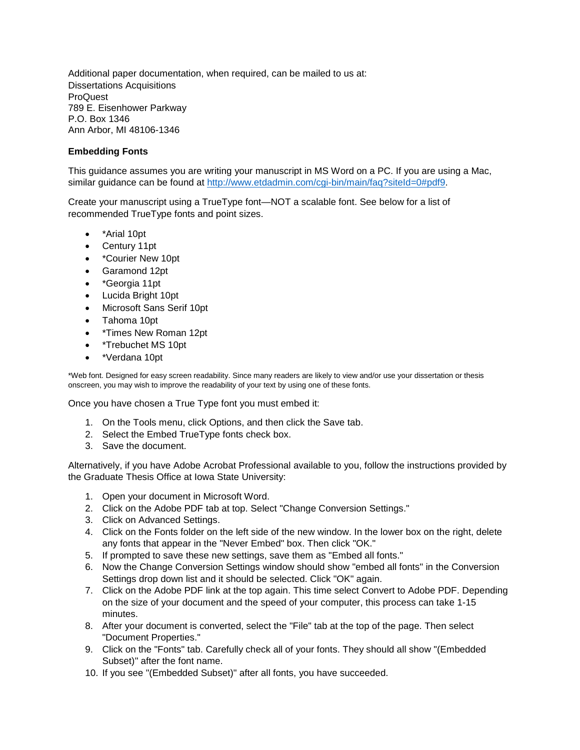Additional paper documentation, when required, can be mailed to us at:
Dissertations Acquisitions
ProQuest
789 E. Eisenhower Parkway
P.O. Box 1346
Ann Arbor, MI 48106-1346

**Embedding Fonts**

This guidance assumes you are writing your manuscript in MS Word on a PC. If you are using a Mac, similar guidance can be found at http://www.etdadmin.com/cgi-bin/main/faq?siteId=0#pdf9.

Create your manuscript using a TrueType font—NOT a scalable font. See below for a list of recommended TrueType fonts and point sizes.

- *Arial 10pt
- Century 11pt
- *Courier New 10pt
- Garamond 12pt
- *Georgia 11pt
- Lucida Bright 10pt
- Microsoft Sans Serif 10pt
- Tahoma 10pt
- *Times New Roman 12pt
- *Trebuchet MS 10pt
- *Verdana 10pt

*Web font. Designed for easy screen readability. Since many readers are likely to view and/or use your dissertation or thesis onscreen, you may wish to improve the readability of your text by using one of these fonts.

Once you have chosen a True Type font you must embed it:

1. On the Tools menu, click Options, and then click the Save tab.
2. Select the Embed TrueType fonts check box.
3. Save the document.

Alternatively, if you have Adobe Acrobat Professional available to you, follow the instructions provided by the Graduate Thesis Office at Iowa State University:

1. Open your document in Microsoft Word.
2. Click on the Adobe PDF tab at top. Select "Change Conversion Settings."
3. Click on Advanced Settings.
4. Click on the Fonts folder on the left side of the new window. In the lower box on the right, delete any fonts that appear in the "Never Embed" box. Then click "OK."
5. If prompted to save these new settings, save them as "Embed all fonts."
6. Now the Change Conversion Settings window should show "embed all fonts" in the Conversion Settings drop down list and it should be selected. Click "OK" again.
7. Click on the Adobe PDF link at the top again. This time select Convert to Adobe PDF. Depending on the size of your document and the speed of your computer, this process can take 1-15 minutes.
8. After your document is converted, select the "File" tab at the top of the page. Then select "Document Properties."
9. Click on the "Fonts" tab. Carefully check all of your fonts. They should all show "(Embedded Subset)" after the font name.
10. If you see "(Embedded Subset)" after all fonts, you have succeeded.